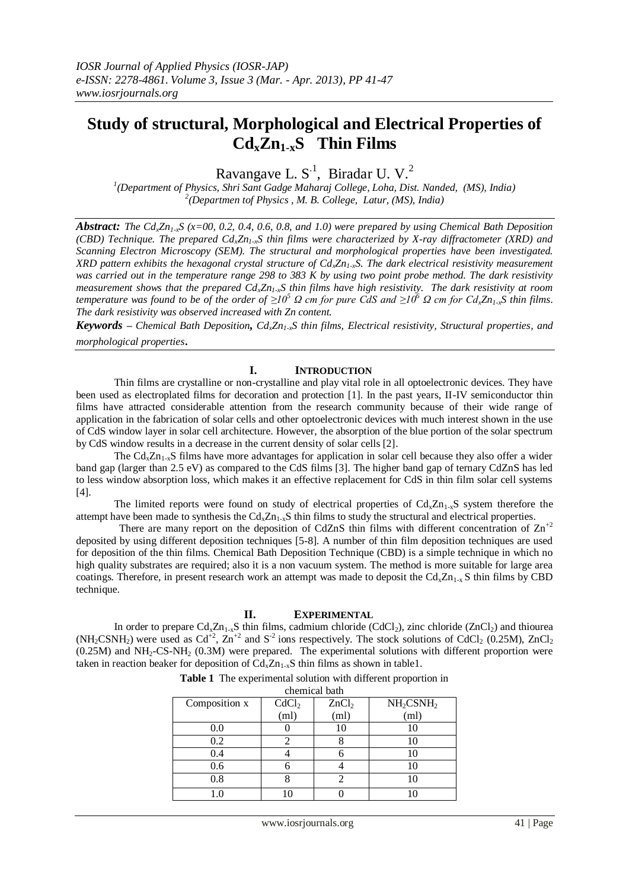# Study of structural, Morphological and Electrical Properties of $Cd_xZn_{1-x}S$ Thin Films

Ravangave L. S.[1], Biradar U. V.[2]

[1](Department of Physics, Shri Sant Gadge Maharaj College, Loha, Dist. Nanded, (MS), India)
[2](Departmen tof Physics , M. B. College, Latur, (MS), India)

***Abstract:*** *The $Cd_xZn_{1-x}S$ (x=00, 0.2, 0.4, 0.6, 0.8, and 1.0) were prepared by using Chemical Bath Deposition (CBD) Technique. The prepared $Cd_xZn_{1-x}S$ thin films were characterized by X-ray diffractometer (XRD) and Scanning Electron Microscopy (SEM). The structural and morphological properties have been investigated. XRD pattern exhibits the hexagonal crystal structure of $Cd_xZn_{1-x}S$. The dark electrical resistivity measurement was carried out in the temperature range 298 to 383 K by using two point probe method. The dark resistivity measurement shows that the prepared $Cd_xZn_{1-x}S$ thin films have high resistivity. The dark resistivity at room temperature was found to be of the order of $\geq 10^5$ Ω cm for pure CdS and $\geq 10^6$ Ω cm for $Cd_xZn_{1-x}S$ thin films. The dark resistivity was observed increased with Zn content.*

***Keywords*** *– Chemical Bath Deposition, $Cd_xZn_{1-x}S$ thin films, Electrical resistivity, Structural properties, and morphological properties.*

## I. INTRODUCTION

Thin films are crystalline or non-crystalline and play vital role in all optoelectronic devices. They have been used as electroplated films for decoration and protection [1]. In the past years, II-IV semiconductor thin films have attracted considerable attention from the research community because of their wide range of application in the fabrication of solar cells and other optoelectronic devices with much interest shown in the use of CdS window layer in solar cell architecture. However, the absorption of the blue portion of the solar spectrum by CdS window results in a decrease in the current density of solar cells [2].

The $Cd_xZn_{1-x}S$ films have more advantages for application in solar cell because they also offer a wider band gap (larger than 2.5 eV) as compared to the CdS films [3]. The higher band gap of ternary CdZnS has led to less window absorption loss, which makes it an effective replacement for CdS in thin film solar cell systems [4].

The limited reports were found on study of electrical properties of $Cd_xZn_{1-x}S$ system therefore the attempt have been made to synthesis the $Cd_xZn_{1-x}S$ thin films to study the structural and electrical properties.

There are many report on the deposition of CdZnS thin films with different concentration of $Zn^{+2}$ deposited by using different deposition techniques [5-8]. A number of thin film deposition techniques are used for deposition of the thin films. Chemical Bath Deposition Technique (CBD) is a simple technique in which no high quality substrates are required; also it is a non vacuum system. The method is more suitable for large area coatings. Therefore, in present research work an attempt was made to deposit the $Cd_xZn_{1-x}S$ thin films by CBD technique.

## II. EXPERIMENTAL

In order to prepare $Cd_xZn_{1-x}S$ thin films, cadmium chloride ($CdCl_2$), zinc chloride ($ZnCl_2$) and thiourea ($NH_2CSNH_2$) were used as $Cd^{+2}$, $Zn^{+2}$ and $S^{-2}$ ions respectively. The stock solutions of $CdCl_2$ (0.25M), $ZnCl_2$ (0.25M) and $NH_2$-CS-$NH_2$ (0.3M) were prepared. The experimental solutions with different proportion were taken in reaction beaker for deposition of $Cd_xZn_{1-x}S$ thin films as shown in table1.

**Table 1** The experimental solution with different proportion in chemical bath

| Composition x | $CdCl_2$ (ml) | $ZnCl_2$ (ml) | $NH_2CSNH_2$ (ml) |
|---|---|---|---|
| 0.0 | 0 | 10 | 10 |
| 0.2 | 2 | 8 | 10 |
| 0.4 | 4 | 6 | 10 |
| 0.6 | 6 | 4 | 10 |
| 0.8 | 8 | 2 | 10 |
| 1.0 | 10 | 0 | 10 |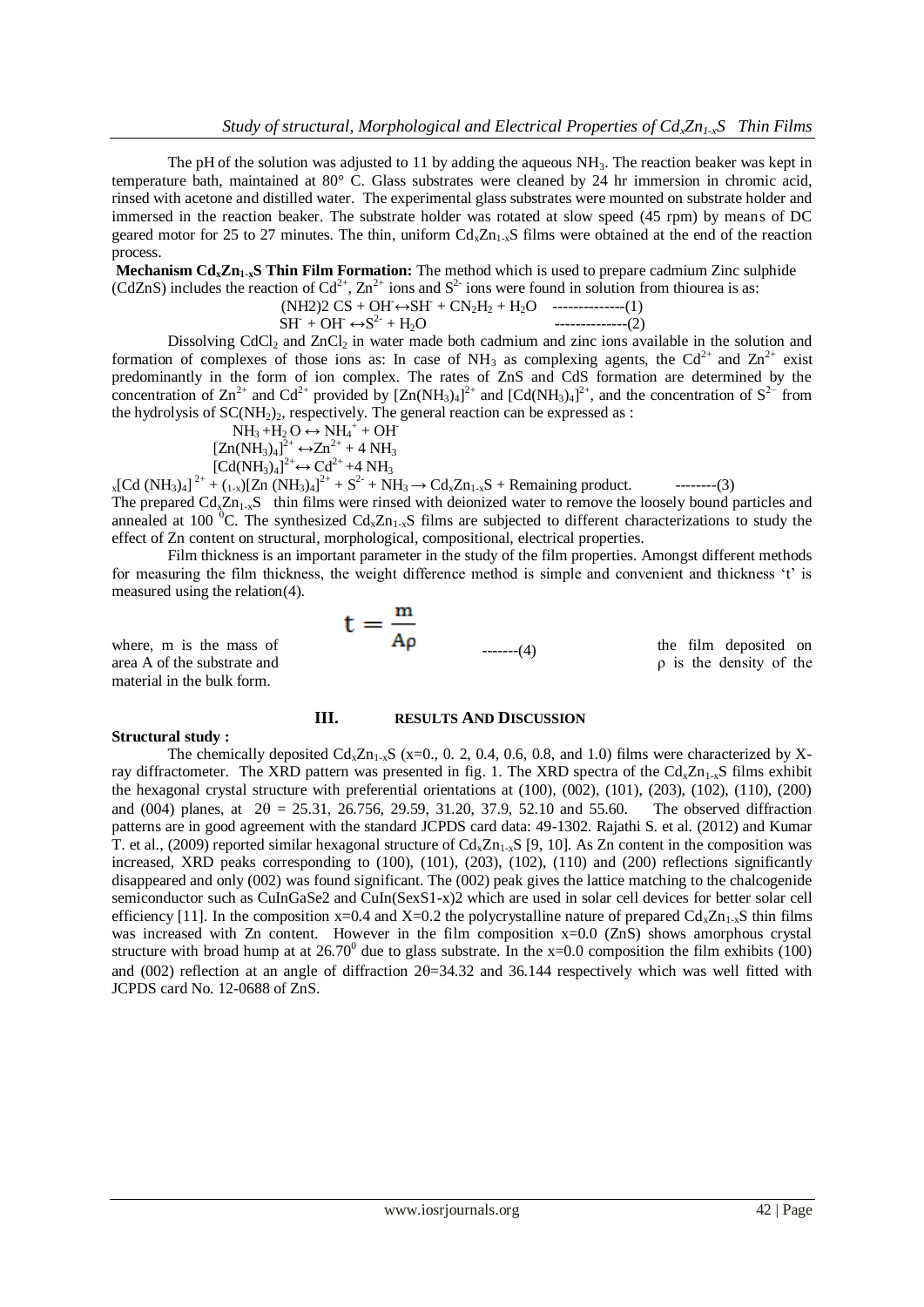The pH of the solution was adjusted to 11 by adding the aqueous $NH_3$. The reaction beaker was kept in temperature bath, maintained at 80° C. Glass substrates were cleaned by 24 hr immersion in chromic acid, rinsed with acetone and distilled water. The experimental glass substrates were mounted on substrate holder and immersed in the reaction beaker. The substrate holder was rotated at slow speed (45 rpm) by means of DC geared motor for 25 to 27 minutes. The thin, uniform $Cd_xZn_{1-x}S$ films were obtained at the end of the reaction process.

**Mechanism $Cd_xZn_{1-x}S$ Thin Film Formation:** The method which is used to prepare cadmium Zinc sulphide (CdZnS) includes the reaction of $Cd^{2+}$, $Zn^{2+}$ ions and $S^{2-}$ ions were found in solution from thiourea is as:

$$(NH2)2\ CS + OH^- \leftrightarrow SH^- + CN_2H_2 + H_2O \quad \text{--------------(1)}$$

$$SH^- + OH^- \leftrightarrow S^{2-} + H_2O \quad \text{--------------(2)}$$

Dissolving $CdCl_2$ and $ZnCl_2$ in water made both cadmium and zinc ions available in the solution and formation of complexes of those ions as: In case of $NH_3$ as complexing agents, the $Cd^{2+}$ and $Zn^{2+}$ exist predominantly in the form of ion complex. The rates of ZnS and CdS formation are determined by the concentration of $Zn^{2+}$ and $Cd^{2+}$ provided by $[Zn(NH_3)_4]^{2+}$ and $[Cd(NH_3)_4]^{2+}$, and the concentration of $S^{2-}$ from the hydrolysis of $SC(NH_2)_2$, respectively. The general reaction can be expressed as :

$$NH_3 + H_2O \leftrightarrow NH_4^+ + OH^-$$

$$[Zn(NH_3)_4]^{2+} \leftrightarrow Zn^{2+} + 4\ NH_3$$

$$[Cd(NH_3)_4]^{2+} \leftrightarrow Cd^{2+} + 4\ NH_3$$

$$_x[Cd\ (NH_3)_4]^{2+} + {}_{(1-x)}[Zn\ (NH_3)_4]^{2+} + S^{2-} + NH_3 \rightarrow Cd_xZn_{1-x}S + \text{Remaining product.} \quad \text{--------(3)}$$

The prepared $Cd_xZn_{1-x}S$ thin films were rinsed with deionized water to remove the loosely bound particles and annealed at 100 $^0$C. The synthesized $Cd_xZn_{1-x}S$ films are subjected to different characterizations to study the effect of Zn content on structural, morphological, compositional, electrical properties.

Film thickness is an important parameter in the study of the film properties. Amongst different methods for measuring the film thickness, the weight difference method is simple and convenient and thickness 't' is measured using the relation(4).

$$t = \frac{m}{A\rho} \quad \text{-------(4)}$$

where, m is the mass of the film deposited on area A of the substrate and ρ is the density of the material in the bulk form.

## III. RESULTS AND DISCUSSION

**Structural study :**

The chemically deposited $Cd_xZn_{1-x}S$ (x=0., 0. 2, 0.4, 0.6, 0.8, and 1.0) films were characterized by X-ray diffractometer. The XRD pattern was presented in fig. 1. The XRD spectra of the $Cd_xZn_{1-x}S$ films exhibit the hexagonal crystal structure with preferential orientations at (100), (002), (101), (203), (102), (110), (200) and (004) planes, at 2θ = 25.31, 26.756, 29.59, 31.20, 37.9, 52.10 and 55.60. The observed diffraction patterns are in good agreement with the standard JCPDS card data: 49-1302. Rajathi S. et al. (2012) and Kumar T. et al., (2009) reported similar hexagonal structure of $Cd_xZn_{1-x}S$ [9, 10]. As Zn content in the composition was increased, XRD peaks corresponding to (100), (101), (203), (102), (110) and (200) reflections significantly disappeared and only (002) was found significant. The (002) peak gives the lattice matching to the chalcogenide semiconductor such as CuInGaSe2 and CuIn(SexS1-x)2 which are used in solar cell devices for better solar cell efficiency [11]. In the composition x=0.4 and X=0.2 the polycrystalline nature of prepared $Cd_xZn_{1-x}S$ thin films was increased with Zn content. However in the film composition x=0.0 (ZnS) shows amorphous crystal structure with broad hump at at 26.70$^0$ due to glass substrate. In the x=0.0 composition the film exhibits (100) and (002) reflection at an angle of diffraction 2θ=34.32 and 36.144 respectively which was well fitted with JCPDS card No. 12-0688 of ZnS.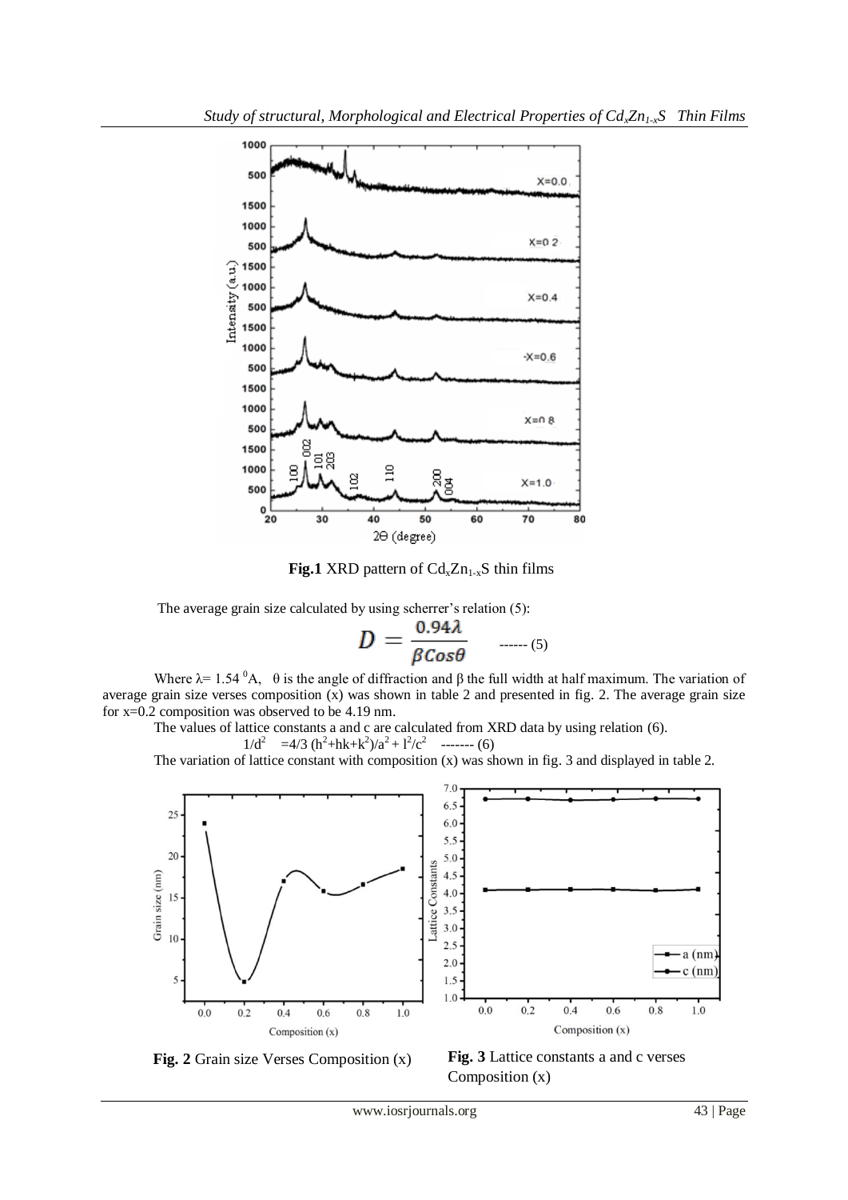**Fig.1** XRD pattern of $Cd_xZn_{1-x}S$ thin films

The average grain size calculated by using scherrer's relation (5):

$$D = \frac{0.94\lambda}{\beta Cos\theta} \quad \text{------ (5)}$$

Where $\lambda$= 1.54 $^0$A, $\theta$ is the angle of diffraction and $\beta$ the full width at half maximum. The variation of average grain size verses composition (x) was shown in table 2 and presented in fig. 2. The average grain size for x=0.2 composition was observed to be 4.19 nm.

The values of lattice constants a and c are calculated from XRD data by using relation (6).

$$1/d^2 = 4/3\,(h^2+hk+k^2)/a^2 + l^2/c^2 \quad \text{------- (6)}$$

The variation of lattice constant with composition (x) was shown in fig. 3 and displayed in table 2.

**Fig. 2** Grain size Verses Composition (x)

**Fig. 3** Lattice constants a and c verses Composition (x)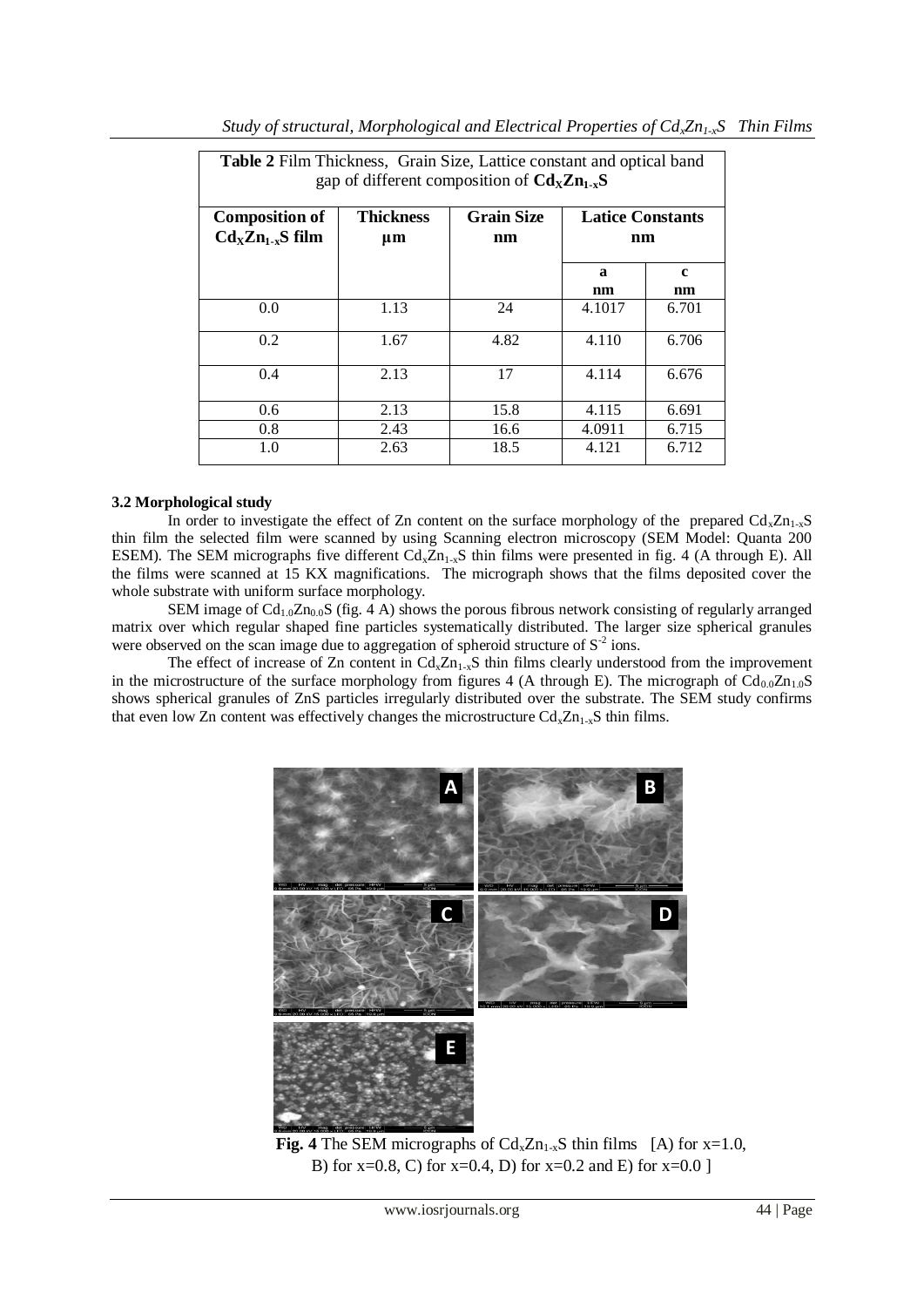**Table 2** Film Thickness, Grain Size, Lattice constant and optical band gap of different composition of $Cd_XZn_{1-x}S$

| Composition of $Cd_XZn_{1-x}S$ film | Thickness µm | Grain Size nm | Latice Constants nm | |
|---|---|---|---|---|
| | | | a nm | c nm |
| 0.0 | 1.13 | 24 | 4.1017 | 6.701 |
| 0.2 | 1.67 | 4.82 | 4.110 | 6.706 |
| 0.4 | 2.13 | 17 | 4.114 | 6.676 |
| 0.6 | 2.13 | 15.8 | 4.115 | 6.691 |
| 0.8 | 2.43 | 16.6 | 4.0911 | 6.715 |
| 1.0 | 2.63 | 18.5 | 4.121 | 6.712 |

### 3.2 Morphological study

In order to investigate the effect of Zn content on the surface morphology of the prepared $Cd_xZn_{1-x}S$ thin film the selected film were scanned by using Scanning electron microscopy (SEM Model: Quanta 200 ESEM). The SEM micrographs five different $Cd_xZn_{1-x}S$ thin films were presented in fig. 4 (A through E). All the films were scanned at 15 KX magnifications. The micrograph shows that the films deposited cover the whole substrate with uniform surface morphology.

SEM image of $Cd_{1.0}Zn_{0.0}S$ (fig. 4 A) shows the porous fibrous network consisting of regularly arranged matrix over which regular shaped fine particles systematically distributed. The larger size spherical granules were observed on the scan image due to aggregation of spheroid structure of $S^{-2}$ ions.

The effect of increase of Zn content in $Cd_xZn_{1-x}S$ thin films clearly understood from the improvement in the microstructure of the surface morphology from figures 4 (A through E). The micrograph of $Cd_{0.0}Zn_{1.0}S$ shows spherical granules of ZnS particles irregularly distributed over the substrate. The SEM study confirms that even low Zn content was effectively changes the microstructure $Cd_xZn_{1-x}S$ thin films.

**Fig. 4** The SEM micrographs of $Cd_xZn_{1-x}S$ thin films [A) for x=1.0, B) for x=0.8, C) for x=0.4, D) for x=0.2 and E) for x=0.0 ]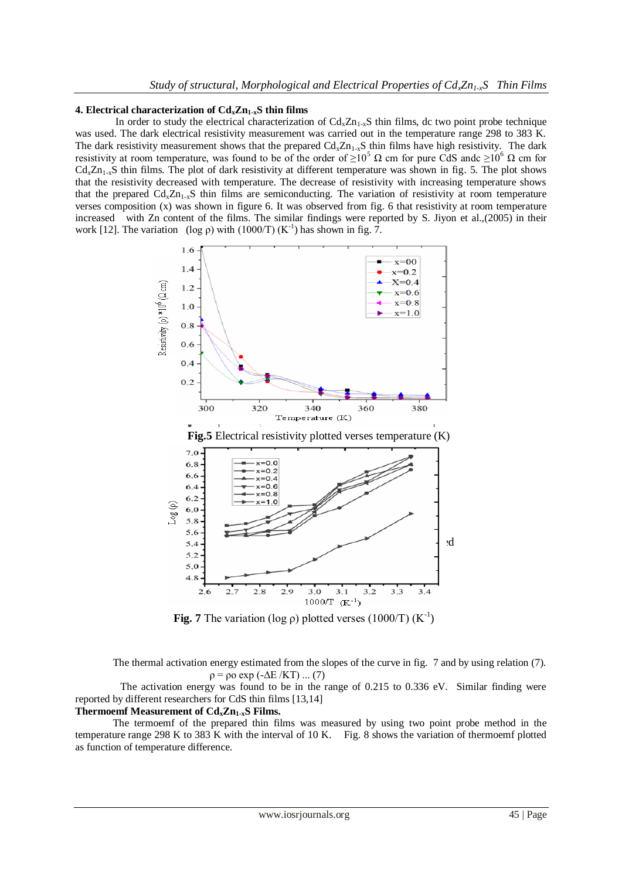**4. Electrical characterization of $Cd_xZn_{1-x}S$ thin films**

In order to study the electrical characterization of $Cd_xZn_{1-x}S$ thin films, dc two point probe technique was used. The dark electrical resistivity measurement was carried out in the temperature range 298 to 383 K. The dark resistivity measurement shows that the prepared $Cd_xZn_{1-x}S$ thin films have high resistivity. The dark resistivity at room temperature, was found to be of the order of $\geq 10^5$ Ω cm for pure CdS andc $\geq 10^6$ Ω cm for $Cd_xZn_{1-x}S$ thin films. The plot of dark resistivity at different temperature was shown in fig. 5. The plot shows that the resistivity decreased with temperature. The decrease of resistivity with increasing temperature shows that the prepared $Cd_xZn_{1-x}S$ thin films are semiconducting. The variation of resistivity at room temperature verses composition (x) was shown in figure 6. It was observed from fig. 6 that resistivity at room temperature increased with Zn content of the films. The similar findings were reported by S. Jiyon et al.,(2005) in their work [12]. The variation (log ρ) with (1000/T) ($K^{-1}$) has shown in fig. 7.

**Fig.5** Electrical resistivity plotted verses temperature (K)

**Fig. 7** The variation (log ρ) plotted verses (1000/T) ($K^{-1}$)

The thermal activation energy estimated from the slopes of the curve in fig. 7 and by using relation (7).

$$\rho = \rho o \exp(-\Delta E / KT) \quad \ldots (7)$$

The activation energy was found to be in the range of 0.215 to 0.336 eV. Similar finding were reported by different researchers for CdS thin films [13,14]

**Thermoemf Measurement of $Cd_xZn_{1-x}S$ Films.**

The termoemf of the prepared thin films was measured by using two point probe method in the temperature range 298 K to 383 K with the interval of 10 K. Fig. 8 shows the variation of thermoemf plotted as function of temperature difference.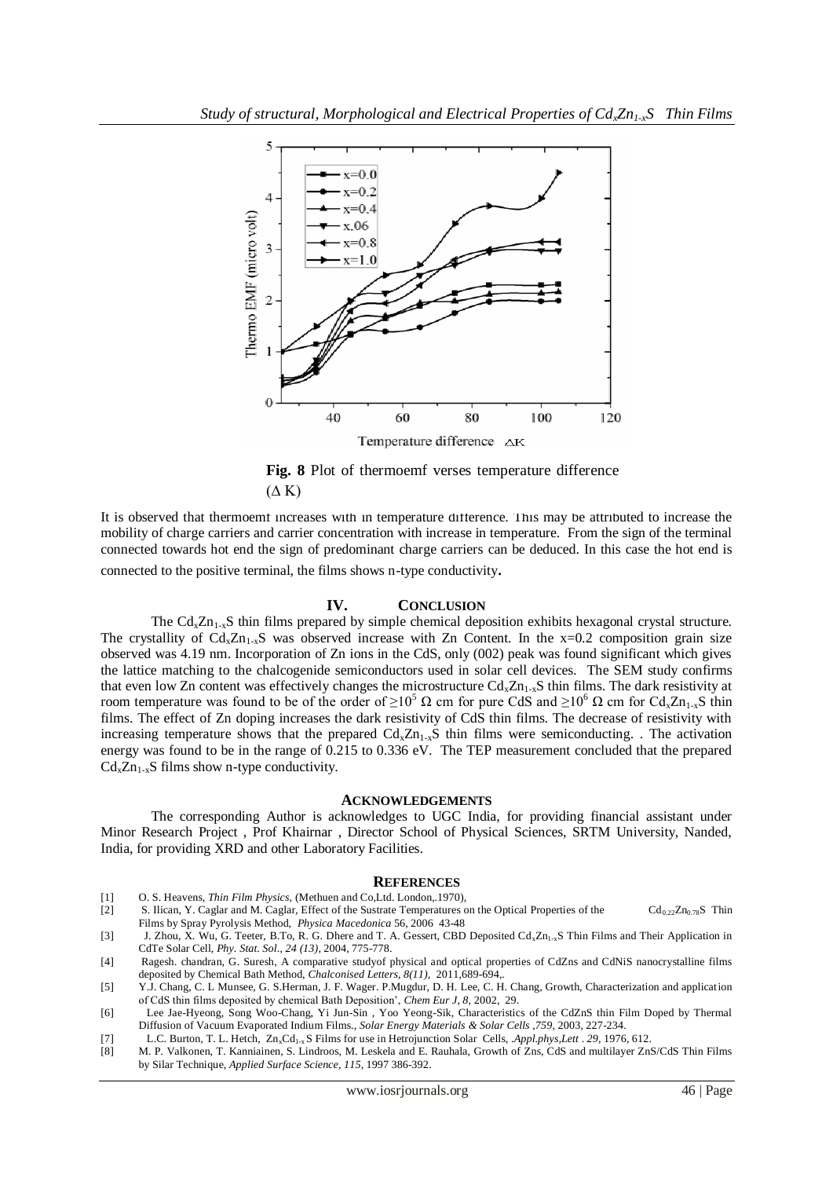Fig. 8 Plot of thermoemf verses temperature difference ($\Delta$ K)

It is observed that thermoemf increases with in temperature difference. This may be attributed to increase the mobility of charge carriers and carrier concentration with increase in temperature. From the sign of the terminal connected towards hot end the sign of predominant charge carriers can be deduced. In this case the hot end is connected to the positive terminal, the films shows n-type conductivity.

## IV. CONCLUSION

The $Cd_xZn_{1-x}S$ thin films prepared by simple chemical deposition exhibits hexagonal crystal structure. The crystallity of $Cd_xZn_{1-x}S$ was observed increase with Zn Content. In the x=0.2 composition grain size observed was 4.19 nm. Incorporation of Zn ions in the CdS, only (002) peak was found significant which gives the lattice matching to the chalcogenide semiconductors used in solar cell devices. The SEM study confirms that even low Zn content was effectively changes the microstructure $Cd_xZn_{1-x}S$ thin films. The dark resistivity at room temperature was found to be of the order of $\geq 10^5$ Ω cm for pure CdS and $\geq 10^6$ Ω cm for $Cd_xZn_{1-x}S$ thin films. The effect of Zn doping increases the dark resistivity of CdS thin films. The decrease of resistivity with increasing temperature shows that the prepared $Cd_xZn_{1-x}S$ thin films were semiconducting. . The activation energy was found to be in the range of 0.215 to 0.336 eV. The TEP measurement concluded that the prepared $Cd_xZn_{1-x}S$ films show n-type conductivity.

## ACKNOWLEDGEMENTS

The corresponding Author is acknowledges to UGC India, for providing financial assistant under Minor Research Project , Prof Khairnar , Director School of Physical Sciences, SRTM University, Nanded, India, for providing XRD and other Laboratory Facilities.

## REFERENCES

[1] O. S. Heavens, *Thin Film Physics*, (Methuen and Co,Ltd. London,.1970),

[2] S. Ilican, Y. Caglar and M. Caglar, Effect of the Sustrate Temperatures on the Optical Properties of the $Cd_{0.22}Zn_{0.78}S$ Thin Films by Spray Pyrolysis Method, *Physica Macedonica* 56, 2006 43-48

[3] J. Zhou, X. Wu, G. Teeter, B.To, R. G. Dhere and T. A. Gessert, CBD Deposited $Cd_xZn_{1-x}S$ Thin Films and Their Application in CdTe Solar Cell, *Phy. Stat. Sol., 24 (13)*, 2004, 775-778.

[4] Ragesh. chandran, G. Suresh, A comparative studyof physical and optical properties of CdZns and CdNiS nanocrystalline films deposited by Chemical Bath Methood, *Chalconised Letters, 8(11)*, 2011,689-694,.

[5] Y.J. Chang, C. L Munsee, G. S.Herman, J. F. Wager. P.Mugdur, D. H. Lee, C. H. Chang, Growth, Characterization and application of CdS thin films deposited by chemical Bath Deposition', *Chem Eur J, 8*, 2002, 29.

[6] Lee Jae-Hyeong, Song Woo-Chang, Yi Jun-Sin , Yoo Yeong-Sik, Characteristics of the CdZnS thin Film Doped by Thermal Diffusion of Vacuum Evaporated Indium Films., *Solar Energy Materials & Solar Cells ,759*, 2003, 227-234.

[7] L.C. Burton, T. L. Hetch, $Zn_xCd_{1-x}S$ Films for use in Hetrojunction Solar Cells, *.Appl.phys,Lett . 29*, 1976, 612.

[8] M. P. Valkonen, T. Kanniainen, S. Lindroos, M. Leskela and E. Rauhala, Growth of Zns, CdS and multilayer ZnS/CdS Thin Films by Silar Technique, *Applied Surface Science, 115*, 1997 386-392.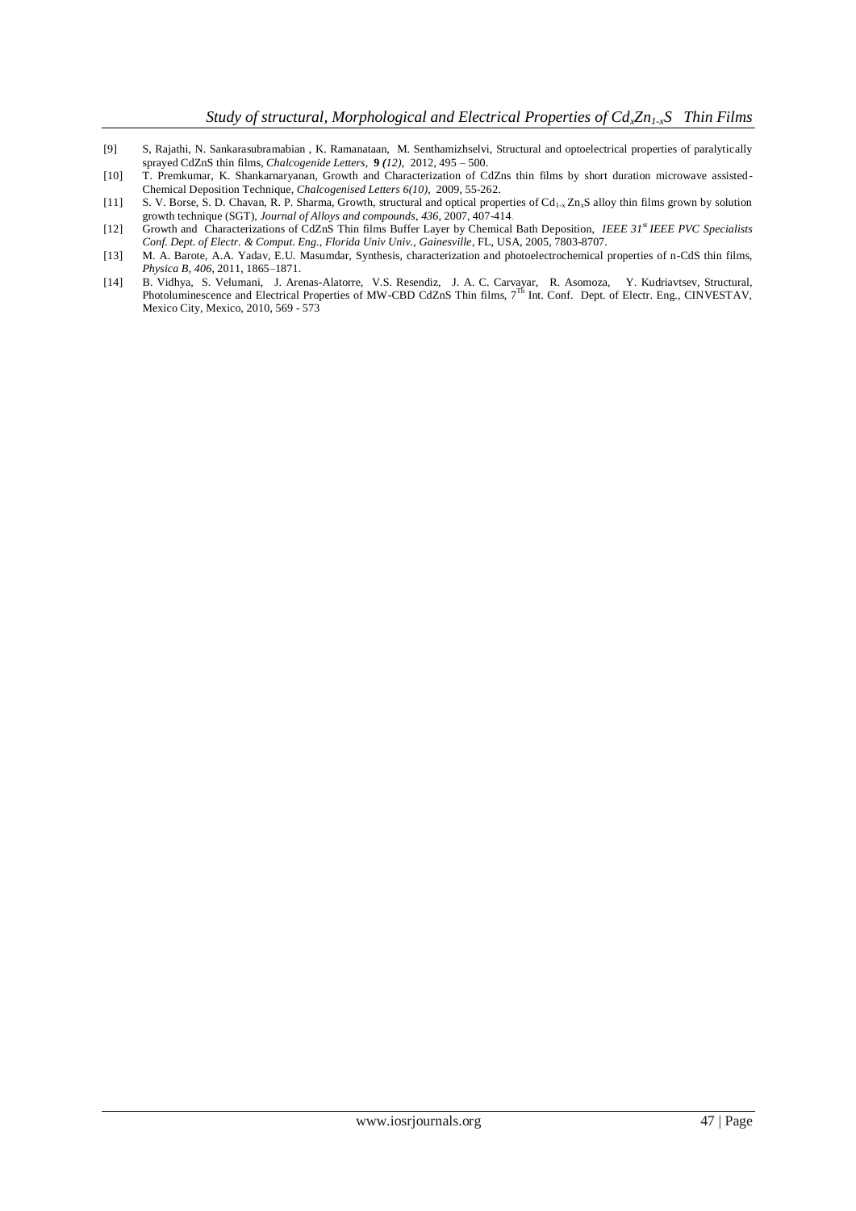[9] S, Rajathi, N. Sankarasubramabian , K. Ramanataan, M. Senthamizhselvi, Structural and optoelectrical properties of paralytically sprayed CdZnS thin films, *Chalcogenide Letters,* **9** *(12)*, 2012, 495 – 500.

[10] T. Premkumar, K. Shankarnaryanan, Growth and Characterization of CdZns thin films by short duration microwave assisted-Chemical Deposition Technique, *Chalcogenised Letters 6(10)*, 2009, 55-262.

[11] S. V. Borse, S. D. Chavan, R. P. Sharma, Growth, structural and optical properties of $Cd_{1-x}Zn_xS$ alloy thin films grown by solution growth technique (SGT), *Journal of Alloys and compounds, 436*, 2007, 407-414.

[12] Growth and Characterizations of CdZnS Thin films Buffer Layer by Chemical Bath Deposition, *IEEE 31st IEEE PVC Specialists Conf. Dept. of Electr. & Comput. Eng., Florida Univ Univ., Gainesville*, FL, USA, 2005, 7803-8707.

[13] M. A. Barote, A.A. Yadav, E.U. Masumdar, Synthesis, characterization and photoelectrochemical properties of n-CdS thin films, *Physica B, 406*, 2011, 1865–1871.

[14] B. Vidhya, S. Velumani, J. Arenas-Alatorre, V.S. Resendiz, J. A. C. Carvayar, R. Asomoza, Y. Kudriavtsev, Structural, Photoluminescence and Electrical Properties of MW-CBD CdZnS Thin films, 7Th Int. Conf. Dept. of Electr. Eng., CINVESTAV, Mexico City, Mexico, 2010, 569 - 573